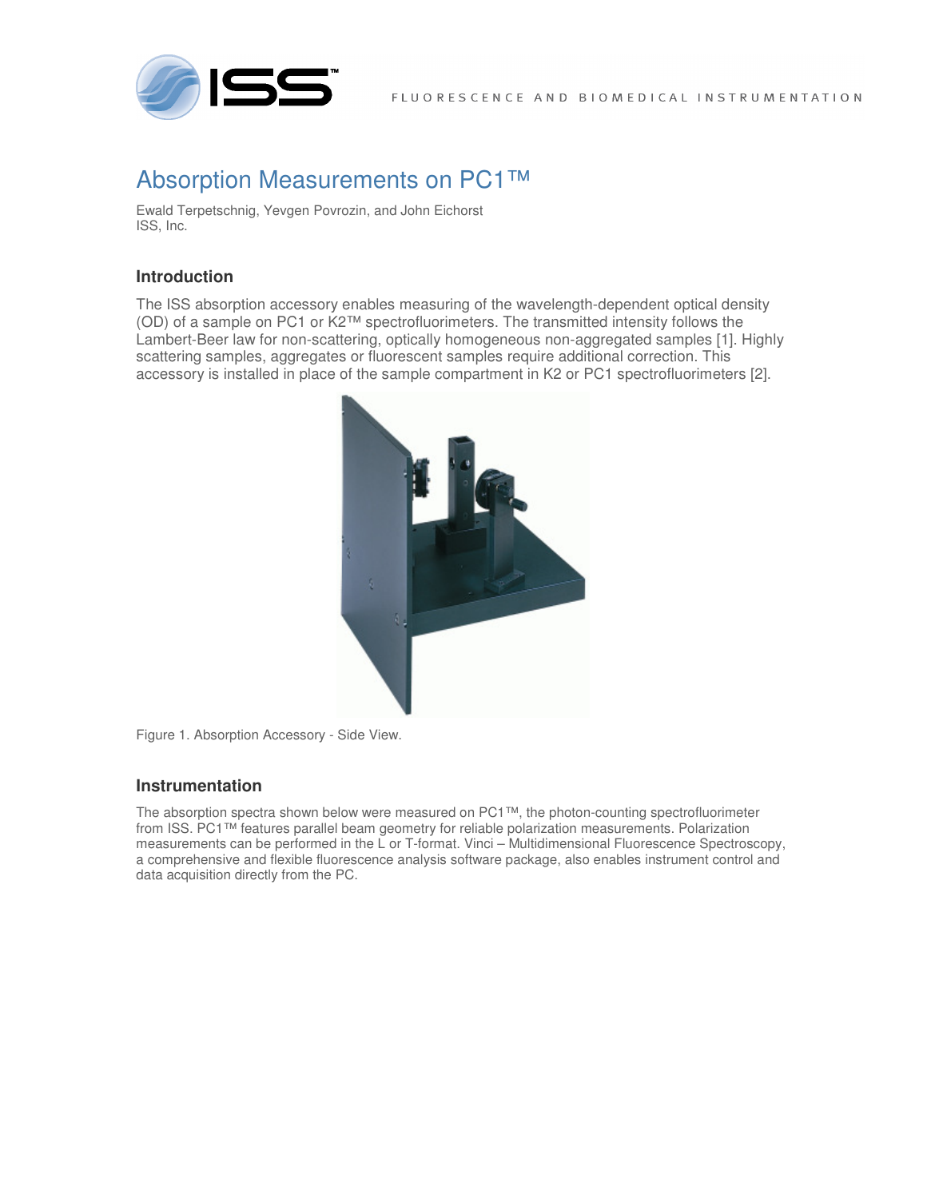# Absorption Measurements on PC1™

Ewald Terpetschnig, Yevgen Povrozin, and John Eichorst
ISS, Inc.

## Introduction

The ISS absorption accessory enables measuring of the wavelength-dependent optical density (OD) of a sample on PC1 or K2™ spectrofluorimeters. The transmitted intensity follows the Lambert-Beer law for non-scattering, optically homogeneous non-aggregated samples [1]. Highly scattering samples, aggregates or fluorescent samples require additional correction. This accessory is installed in place of the sample compartment in K2 or PC1 spectrofluorimeters [2].

Figure 1. Absorption Accessory - Side View.

## Instrumentation

The absorption spectra shown below were measured on PC1™, the photon-counting spectrofluorimeter from ISS. PC1™ features parallel beam geometry for reliable polarization measurements. Polarization measurements can be performed in the L or T-format. Vinci – Multidimensional Fluorescence Spectroscopy, a comprehensive and flexible fluorescence analysis software package, also enables instrument control and data acquisition directly from the PC.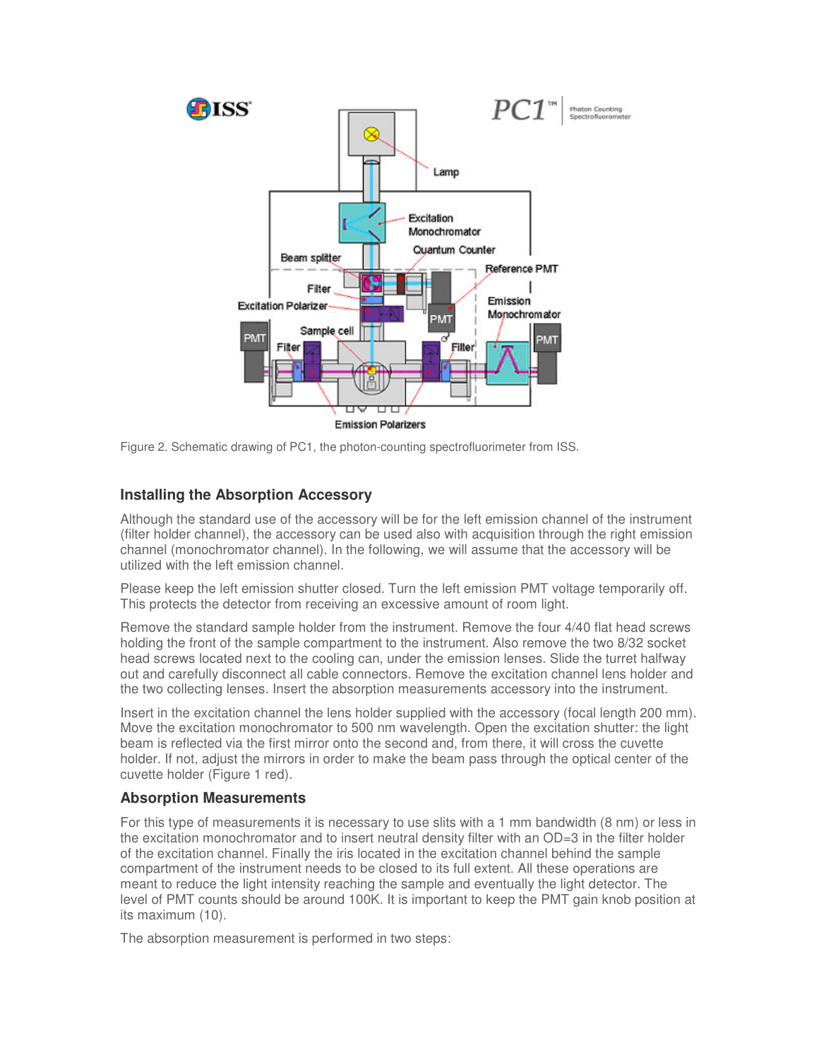Figure 2. Schematic drawing of PC1, the photon-counting spectrofluorimeter from ISS.

### Installing the Absorption Accessory

Although the standard use of the accessory will be for the left emission channel of the instrument (filter holder channel), the accessory can be used also with acquisition through the right emission channel (monochromator channel). In the following, we will assume that the accessory will be utilized with the left emission channel.

Please keep the left emission shutter closed. Turn the left emission PMT voltage temporarily off. This protects the detector from receiving an excessive amount of room light.

Remove the standard sample holder from the instrument. Remove the four 4/40 flat head screws holding the front of the sample compartment to the instrument. Also remove the two 8/32 socket head screws located next to the cooling can, under the emission lenses. Slide the turret halfway out and carefully disconnect all cable connectors. Remove the excitation channel lens holder and the two collecting lenses. Insert the absorption measurements accessory into the instrument.

Insert in the excitation channel the lens holder supplied with the accessory (focal length 200 mm). Move the excitation monochromator to 500 nm wavelength. Open the excitation shutter: the light beam is reflected via the first mirror onto the second and, from there, it will cross the cuvette holder. If not, adjust the mirrors in order to make the beam pass through the optical center of the cuvette holder (Figure 1 red).

### Absorption Measurements

For this type of measurements it is necessary to use slits with a 1 mm bandwidth (8 nm) or less in the excitation monochromator and to insert neutral density filter with an OD=3 in the filter holder of the excitation channel. Finally the iris located in the excitation channel behind the sample compartment of the instrument needs to be closed to its full extent. All these operations are meant to reduce the light intensity reaching the sample and eventually the light detector. The level of PMT counts should be around 100K. It is important to keep the PMT gain knob position at its maximum (10).

The absorption measurement is performed in two steps: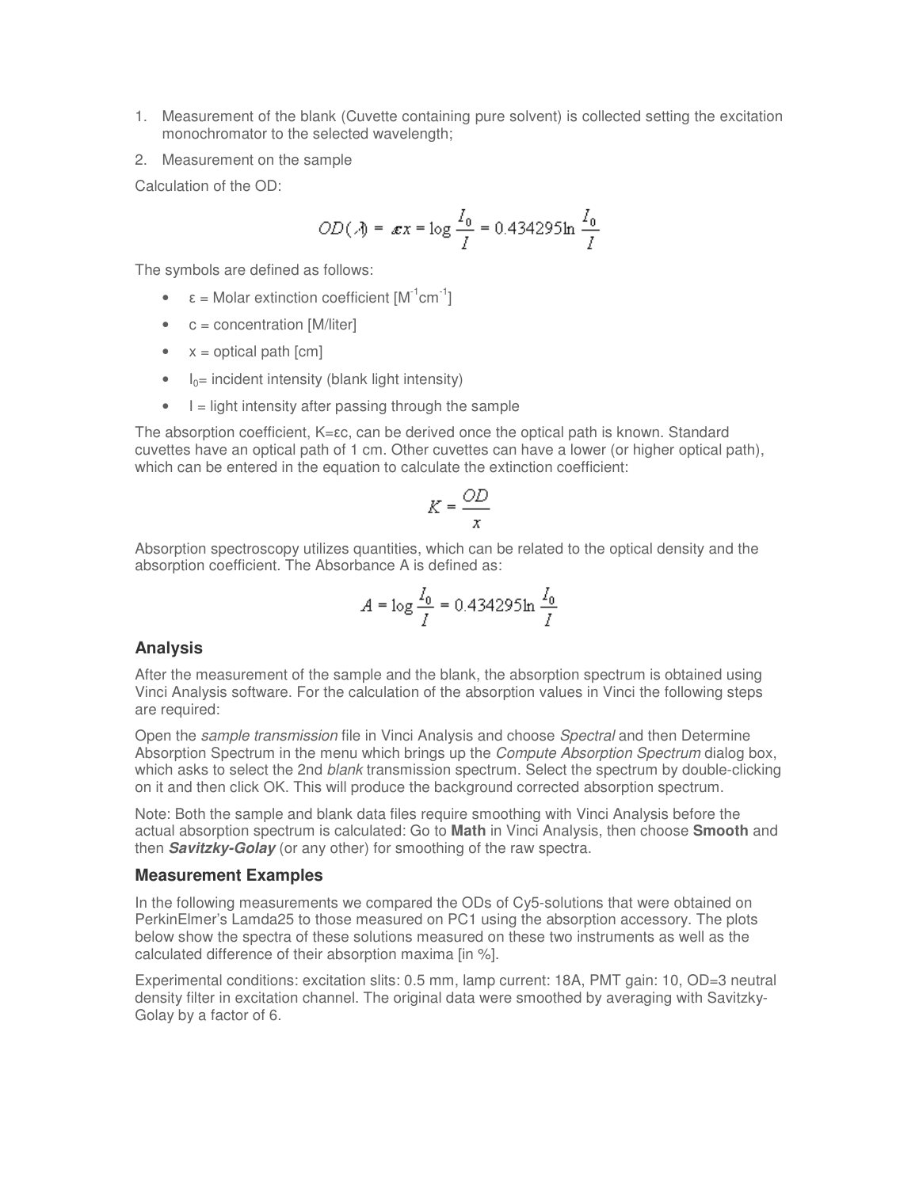1. Measurement of the blank (Cuvette containing pure solvent) is collected setting the excitation monochromator to the selected wavelength;
2. Measurement on the sample

Calculation of the OD:

$$OD(\lambda) = \varepsilon c x = \log \frac{I_0}{I} = 0.434295 \ln \frac{I_0}{I}$$

The symbols are defined as follows:

- $\varepsilon$ = Molar extinction coefficient [$M^{-1}cm^{-1}$]
- c = concentration [M/liter]
- x = optical path [cm]
- $I_0$= incident intensity (blank light intensity)
- I = light intensity after passing through the sample

The absorption coefficient, K=εc, can be derived once the optical path is known. Standard cuvettes have an optical path of 1 cm. Other cuvettes can have a lower (or higher optical path), which can be entered in the equation to calculate the extinction coefficient:

$$K = \frac{OD}{x}$$

Absorption spectroscopy utilizes quantities, which can be related to the optical density and the absorption coefficient. The Absorbance A is defined as:

$$A = \log \frac{I_0}{I} = 0.434295 \ln \frac{I_0}{I}$$

### Analysis

After the measurement of the sample and the blank, the absorption spectrum is obtained using Vinci Analysis software. For the calculation of the absorption values in Vinci the following steps are required:

Open the *sample transmission* file in Vinci Analysis and choose *Spectral* and then Determine Absorption Spectrum in the menu which brings up the *Compute Absorption Spectrum* dialog box, which asks to select the 2nd *blank* transmission spectrum. Select the spectrum by double-clicking on it and then click OK. This will produce the background corrected absorption spectrum.

Note: Both the sample and blank data files require smoothing with Vinci Analysis before the actual absorption spectrum is calculated: Go to **Math** in Vinci Analysis, then choose **Smooth** and then ***Savitzky-Golay*** (or any other) for smoothing of the raw spectra.

### Measurement Examples

In the following measurements we compared the ODs of Cy5-solutions that were obtained on PerkinElmer's Lamda25 to those measured on PC1 using the absorption accessory. The plots below show the spectra of these solutions measured on these two instruments as well as the calculated difference of their absorption maxima [in %].

Experimental conditions: excitation slits: 0.5 mm, lamp current: 18A, PMT gain: 10, OD=3 neutral density filter in excitation channel. The original data were smoothed by averaging with Savitzky-Golay by a factor of 6.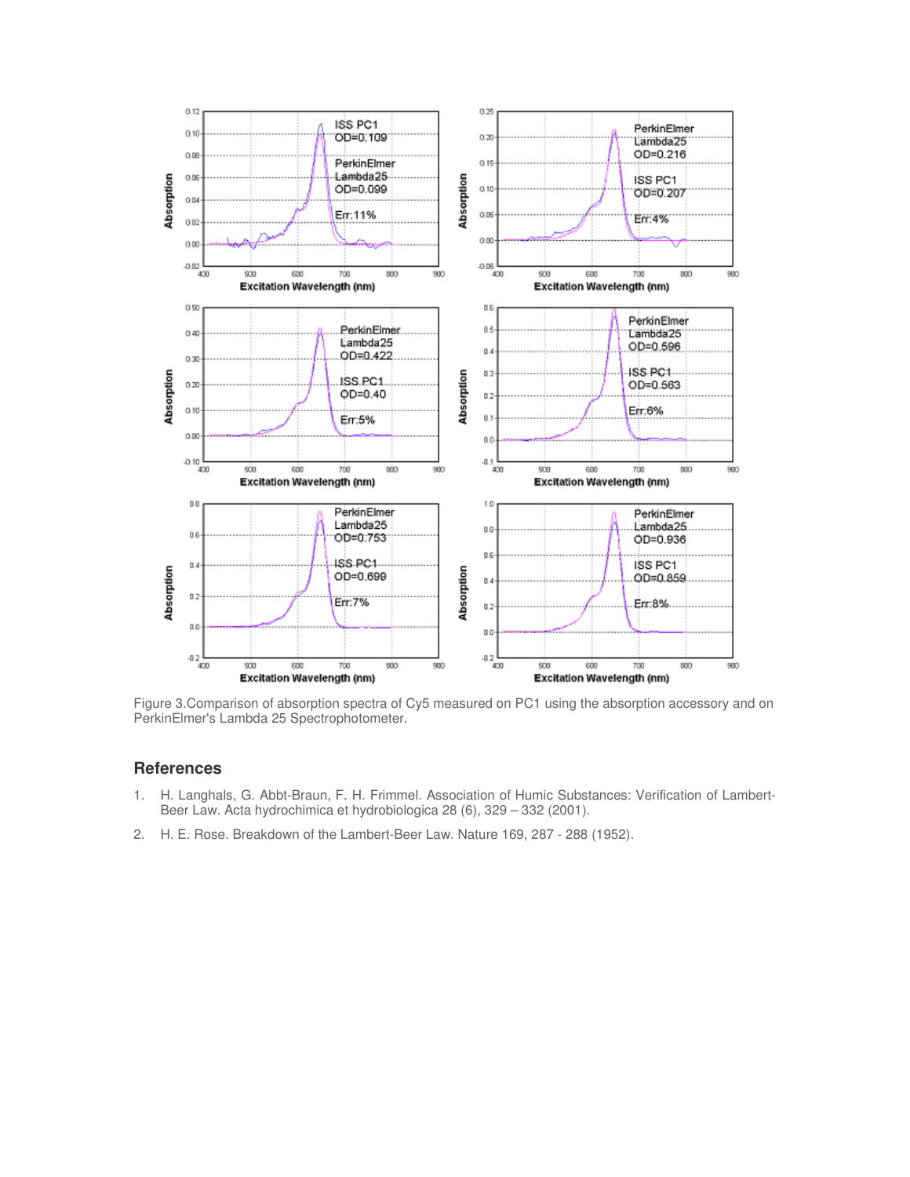ISS PC1
OD=0.109

PerkinElmer
Lambda25
OD=0.099

Err:11%

Absorption

Excitation Wavelength (nm)

PerkinElmer
Lambda25
OD=0.216

ISS PC1
OD=0.207

Err:4%

Absorption

Excitation Wavelength (nm)

PerkinElmer
Lambda25
OD=0.422

ISS PC1
OD=0.40

Err:5%

Absorption

Excitation Wavelength (nm)

PerkinElmer
Lambda25
OD=0.596

ISS PC1
OD=0.563

Err:6%

Absorption

Excitation Wavelength (nm)

PerkinElmer
Lambda25
OD=0.753

ISS PC1
OD=0.699

Err:7%

Absorption

Excitation Wavelength (nm)

PerkinElmer
Lambda25
OD=0.936

ISS PC1
OD=0.859

Err:8%

Absorption

Excitation Wavelength (nm)

Figure 3.Comparison of absorption spectra of Cy5 measured on PC1 using the absorption accessory and on PerkinElmer's Lambda 25 Spectrophotometer.

## References

1. H. Langhals, G. Abbt-Braun, F. H. Frimmel. Association of Humic Substances: Verification of Lambert-Beer Law. Acta hydrochimica et hydrobiologica 28 (6), 329 – 332 (2001).
2. H. E. Rose. Breakdown of the Lambert-Beer Law. Nature 169, 287 - 288 (1952).